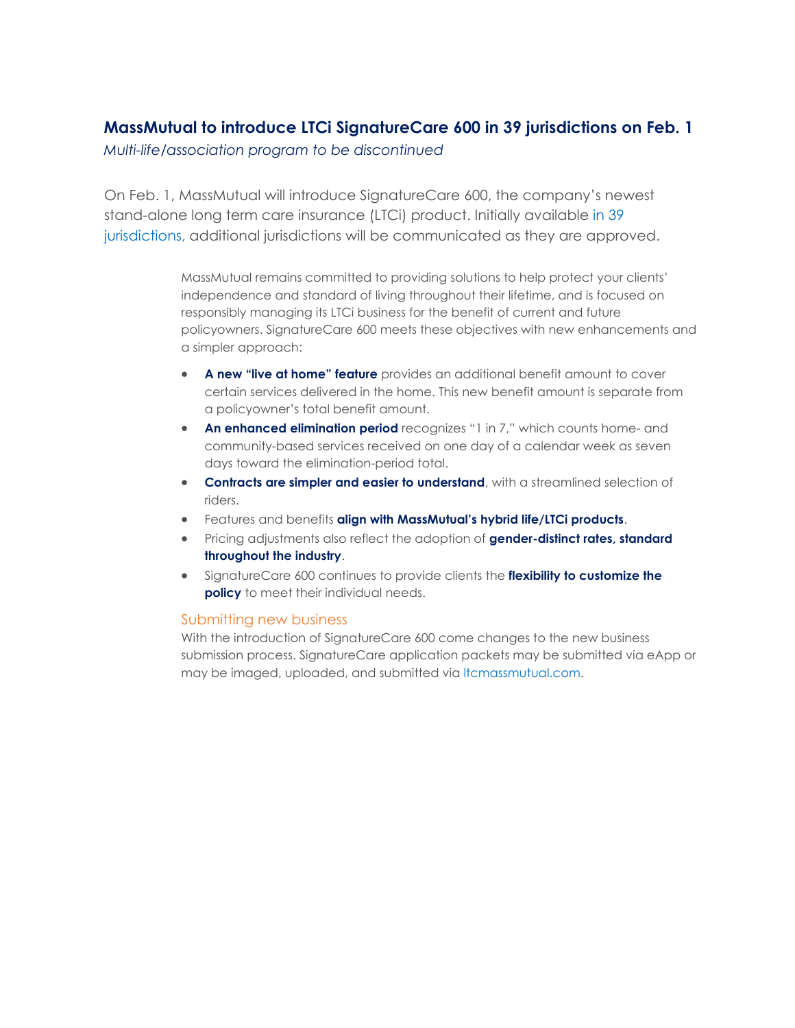# MassMutual to introduce LTCi SignatureCare 600 in 39 jurisdictions on Feb. 1

*Multi-life/association program to be discontinued*

On Feb. 1, MassMutual will introduce SignatureCare 600, the company's newest stand-alone long term care insurance (LTCi) product. Initially available in 39 jurisdictions, additional jurisdictions will be communicated as they are approved.

MassMutual remains committed to providing solutions to help protect your clients' independence and standard of living throughout their lifetime, and is focused on responsibly managing its LTCi business for the benefit of current and future policyowners. SignatureCare 600 meets these objectives with new enhancements and a simpler approach:

- **A new "live at home" feature** provides an additional benefit amount to cover certain services delivered in the home. This new benefit amount is separate from a policyowner's total benefit amount.
- **An enhanced elimination period** recognizes "1 in 7," which counts home- and community-based services received on one day of a calendar week as seven days toward the elimination-period total.
- **Contracts are simpler and easier to understand**, with a streamlined selection of riders.
- Features and benefits **align with MassMutual's hybrid life/LTCi products**.
- Pricing adjustments also reflect the adoption of **gender-distinct rates, standard throughout the industry**.
- SignatureCare 600 continues to provide clients the **flexibility to customize the policy** to meet their individual needs.

## Submitting new business

With the introduction of SignatureCare 600 come changes to the new business submission process. SignatureCare application packets may be submitted via eApp or may be imaged, uploaded, and submitted via ltcmassmutual.com.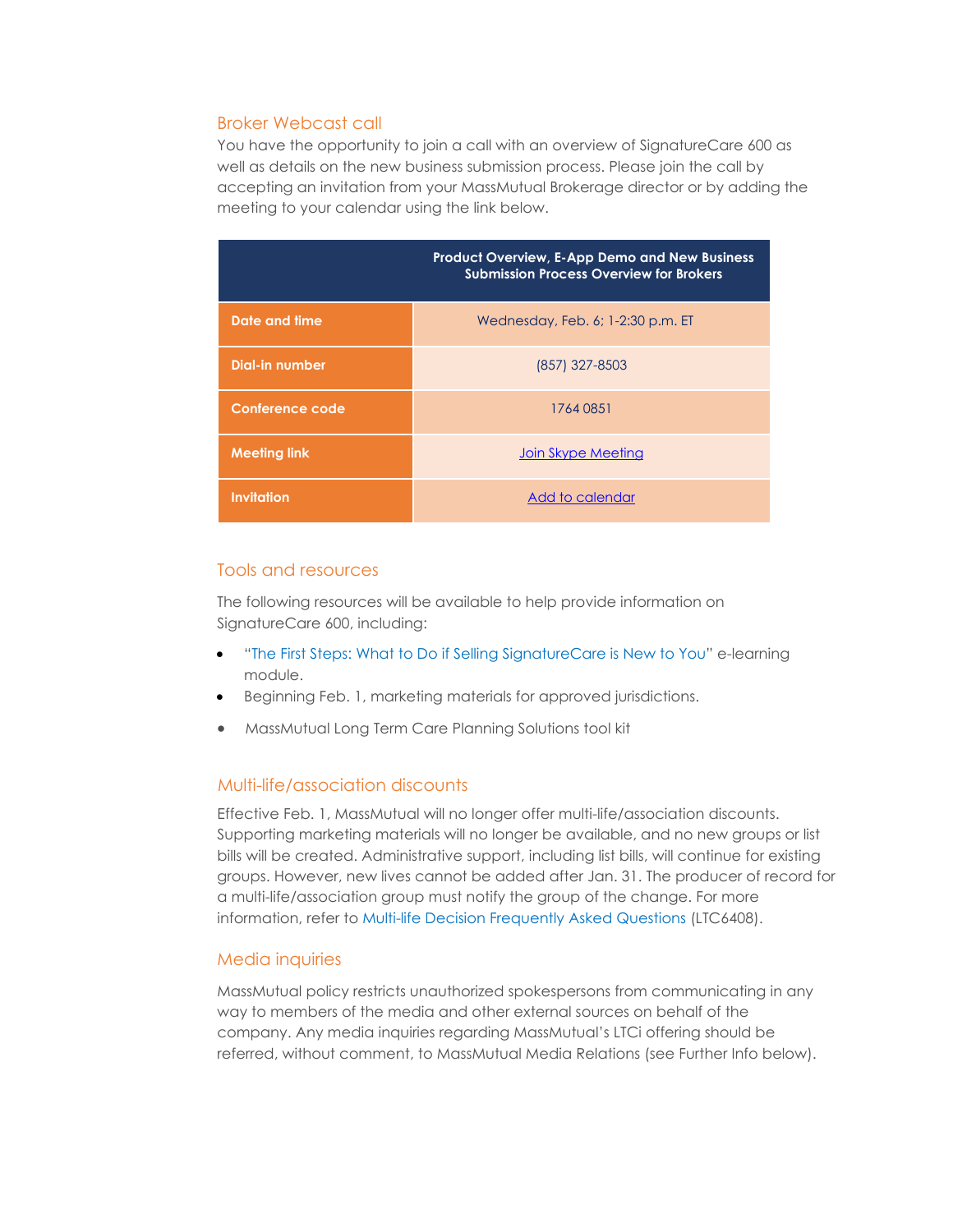## Broker Webcast call

You have the opportunity to join a call with an overview of SignatureCare 600 as well as details on the new business submission process. Please join the call by accepting an invitation from your MassMutual Brokerage director or by adding the meeting to your calendar using the link below.

| | **Product Overview, E-App Demo and New Business Submission Process Overview for Brokers** |
|---|---|
| **Date and time** | Wednesday, Feb. 6; 1-2:30 p.m. ET |
| **Dial-in number** | (857) 327-8503 |
| **Conference code** | 1764 0851 |
| **Meeting link** | Join Skype Meeting |
| **Invitation** | Add to calendar |

## Tools and resources

The following resources will be available to help provide information on SignatureCare 600, including:

- "The First Steps: What to Do if Selling SignatureCare is New to You" e-learning module.
- Beginning Feb. 1, marketing materials for approved jurisdictions.
- MassMutual Long Term Care Planning Solutions tool kit

## Multi-life/association discounts

Effective Feb. 1, MassMutual will no longer offer multi-life/association discounts. Supporting marketing materials will no longer be available, and no new groups or list bills will be created. Administrative support, including list bills, will continue for existing groups. However, new lives cannot be added after Jan. 31. The producer of record for a multi-life/association group must notify the group of the change. For more information, refer to Multi-life Decision Frequently Asked Questions (LTC6408).

## Media inquiries

MassMutual policy restricts unauthorized spokespersons from communicating in any way to members of the media and other external sources on behalf of the company. Any media inquiries regarding MassMutual's LTCi offering should be referred, without comment, to MassMutual Media Relations (see Further Info below).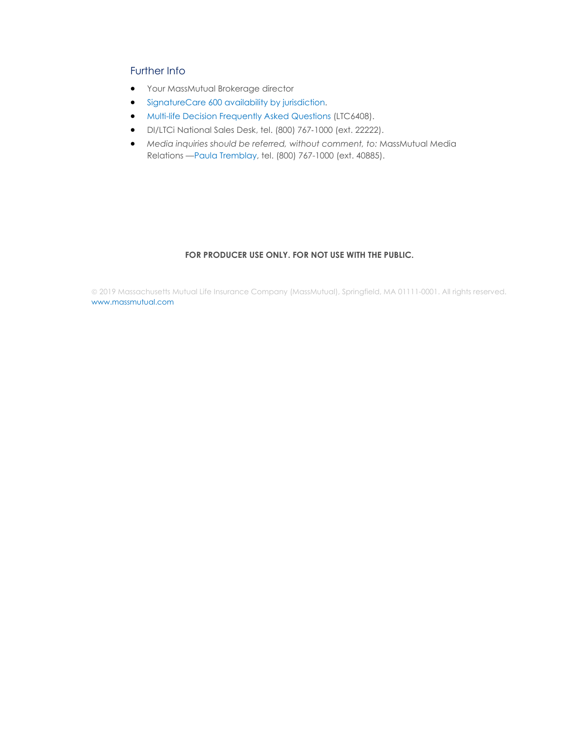## Further Info

- Your MassMutual Brokerage director
- SignatureCare 600 availability by jurisdiction.
- Multi-life Decision Frequently Asked Questions (LTC6408).
- DI/LTCi National Sales Desk, tel. (800) 767-1000 (ext. 22222).
- *Media inquiries should be referred, without comment, to:* MassMutual Media Relations —Paula Tremblay, tel. (800) 767-1000 (ext. 40885).

**FOR PRODUCER USE ONLY. FOR NOT USE WITH THE PUBLIC.**

© 2019 Massachusetts Mutual Life Insurance Company (MassMutual), Springfield, MA 01111-0001. All rights reserved.
www.massmutual.com